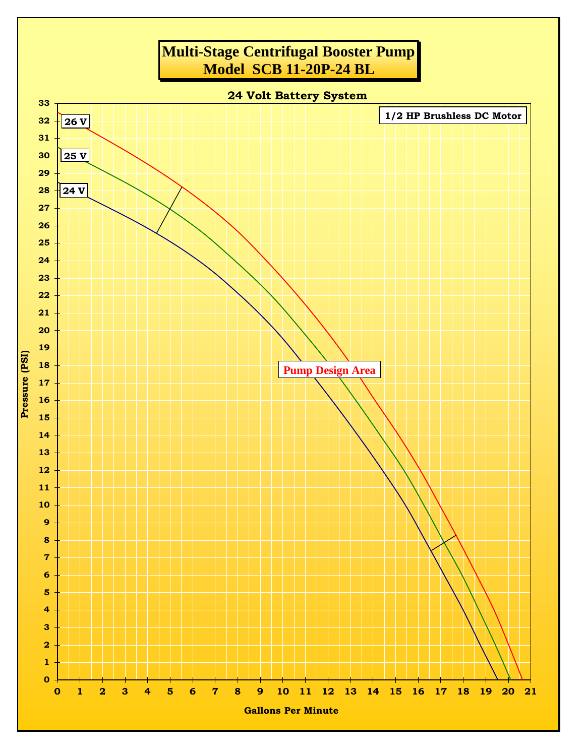# Multi-Stage Centrifugal Booster Pump
# Model SCB 11-20P-24 BL

24 Volt Battery System

1/2 HP Brushless DC Motor

26 V

25 V

24 V

Pump Design Area

Pressure (PSI)

Gallons Per Minute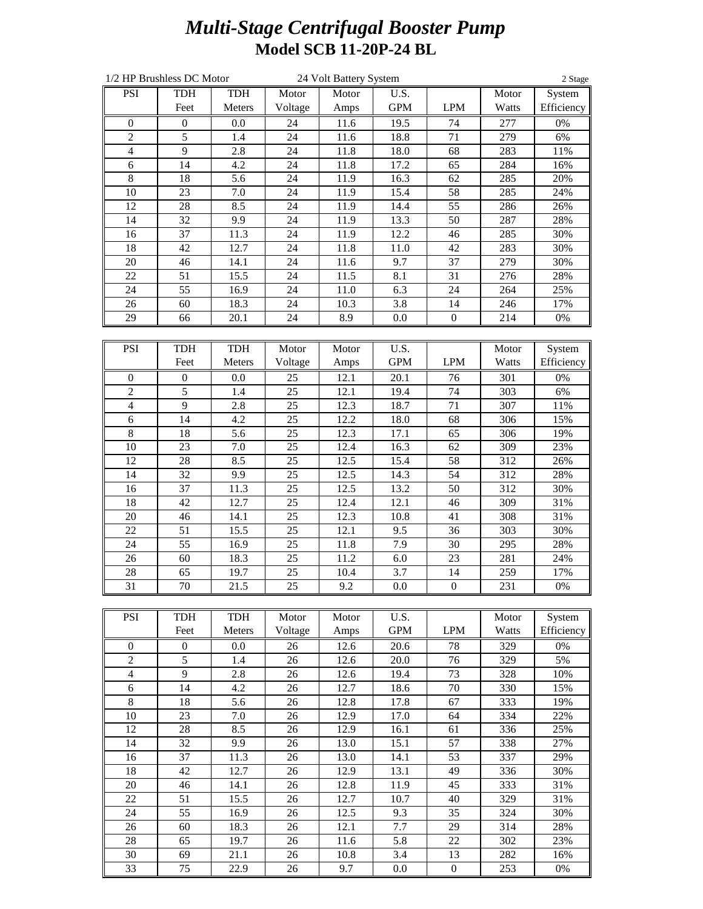# *Multi-Stage Centrifugal Booster Pump*

## Model SCB 11-20P-24 BL

1/2 HP Brushless DC Motor 24 Volt Battery System 2 Stage

| PSI | TDH Feet | TDH Meters | Motor Voltage | Motor Amps | U.S. GPM | LPM | Motor Watts | System Efficiency |
|---|---|---|---|---|---|---|---|---|
| 0 | 0 | 0.0 | 24 | 11.6 | 19.5 | 74 | 277 | 0% |
| 2 | 5 | 1.4 | 24 | 11.6 | 18.8 | 71 | 279 | 6% |
| 4 | 9 | 2.8 | 24 | 11.8 | 18.0 | 68 | 283 | 11% |
| 6 | 14 | 4.2 | 24 | 11.8 | 17.2 | 65 | 284 | 16% |
| 8 | 18 | 5.6 | 24 | 11.9 | 16.3 | 62 | 285 | 20% |
| 10 | 23 | 7.0 | 24 | 11.9 | 15.4 | 58 | 285 | 24% |
| 12 | 28 | 8.5 | 24 | 11.9 | 14.4 | 55 | 286 | 26% |
| 14 | 32 | 9.9 | 24 | 11.9 | 13.3 | 50 | 287 | 28% |
| 16 | 37 | 11.3 | 24 | 11.9 | 12.2 | 46 | 285 | 30% |
| 18 | 42 | 12.7 | 24 | 11.8 | 11.0 | 42 | 283 | 30% |
| 20 | 46 | 14.1 | 24 | 11.6 | 9.7 | 37 | 279 | 30% |
| 22 | 51 | 15.5 | 24 | 11.5 | 8.1 | 31 | 276 | 28% |
| 24 | 55 | 16.9 | 24 | 11.0 | 6.3 | 24 | 264 | 25% |
| 26 | 60 | 18.3 | 24 | 10.3 | 3.8 | 14 | 246 | 17% |
| 29 | 66 | 20.1 | 24 | 8.9 | 0.0 | 0 | 214 | 0% |

| PSI | TDH Feet | TDH Meters | Motor Voltage | Motor Amps | U.S. GPM | LPM | Motor Watts | System Efficiency |
|---|---|---|---|---|---|---|---|---|
| 0 | 0 | 0.0 | 25 | 12.1 | 20.1 | 76 | 301 | 0% |
| 2 | 5 | 1.4 | 25 | 12.1 | 19.4 | 74 | 303 | 6% |
| 4 | 9 | 2.8 | 25 | 12.3 | 18.7 | 71 | 307 | 11% |
| 6 | 14 | 4.2 | 25 | 12.2 | 18.0 | 68 | 306 | 15% |
| 8 | 18 | 5.6 | 25 | 12.3 | 17.1 | 65 | 306 | 19% |
| 10 | 23 | 7.0 | 25 | 12.4 | 16.3 | 62 | 309 | 23% |
| 12 | 28 | 8.5 | 25 | 12.5 | 15.4 | 58 | 312 | 26% |
| 14 | 32 | 9.9 | 25 | 12.5 | 14.3 | 54 | 312 | 28% |
| 16 | 37 | 11.3 | 25 | 12.5 | 13.2 | 50 | 312 | 30% |
| 18 | 42 | 12.7 | 25 | 12.4 | 12.1 | 46 | 309 | 31% |
| 20 | 46 | 14.1 | 25 | 12.3 | 10.8 | 41 | 308 | 31% |
| 22 | 51 | 15.5 | 25 | 12.1 | 9.5 | 36 | 303 | 30% |
| 24 | 55 | 16.9 | 25 | 11.8 | 7.9 | 30 | 295 | 28% |
| 26 | 60 | 18.3 | 25 | 11.2 | 6.0 | 23 | 281 | 24% |
| 28 | 65 | 19.7 | 25 | 10.4 | 3.7 | 14 | 259 | 17% |
| 31 | 70 | 21.5 | 25 | 9.2 | 0.0 | 0 | 231 | 0% |

| PSI | TDH Feet | TDH Meters | Motor Voltage | Motor Amps | U.S. GPM | LPM | Motor Watts | System Efficiency |
|---|---|---|---|---|---|---|---|---|
| 0 | 0 | 0.0 | 26 | 12.6 | 20.6 | 78 | 329 | 0% |
| 2 | 5 | 1.4 | 26 | 12.6 | 20.0 | 76 | 329 | 5% |
| 4 | 9 | 2.8 | 26 | 12.6 | 19.4 | 73 | 328 | 10% |
| 6 | 14 | 4.2 | 26 | 12.7 | 18.6 | 70 | 330 | 15% |
| 8 | 18 | 5.6 | 26 | 12.8 | 17.8 | 67 | 333 | 19% |
| 10 | 23 | 7.0 | 26 | 12.9 | 17.0 | 64 | 334 | 22% |
| 12 | 28 | 8.5 | 26 | 12.9 | 16.1 | 61 | 336 | 25% |
| 14 | 32 | 9.9 | 26 | 13.0 | 15.1 | 57 | 338 | 27% |
| 16 | 37 | 11.3 | 26 | 13.0 | 14.1 | 53 | 337 | 29% |
| 18 | 42 | 12.7 | 26 | 12.9 | 13.1 | 49 | 336 | 30% |
| 20 | 46 | 14.1 | 26 | 12.8 | 11.9 | 45 | 333 | 31% |
| 22 | 51 | 15.5 | 26 | 12.7 | 10.7 | 40 | 329 | 31% |
| 24 | 55 | 16.9 | 26 | 12.5 | 9.3 | 35 | 324 | 30% |
| 26 | 60 | 18.3 | 26 | 12.1 | 7.7 | 29 | 314 | 28% |
| 28 | 65 | 19.7 | 26 | 11.6 | 5.8 | 22 | 302 | 23% |
| 30 | 69 | 21.1 | 26 | 10.8 | 3.4 | 13 | 282 | 16% |
| 33 | 75 | 22.9 | 26 | 9.7 | 0.0 | 0 | 253 | 0% |